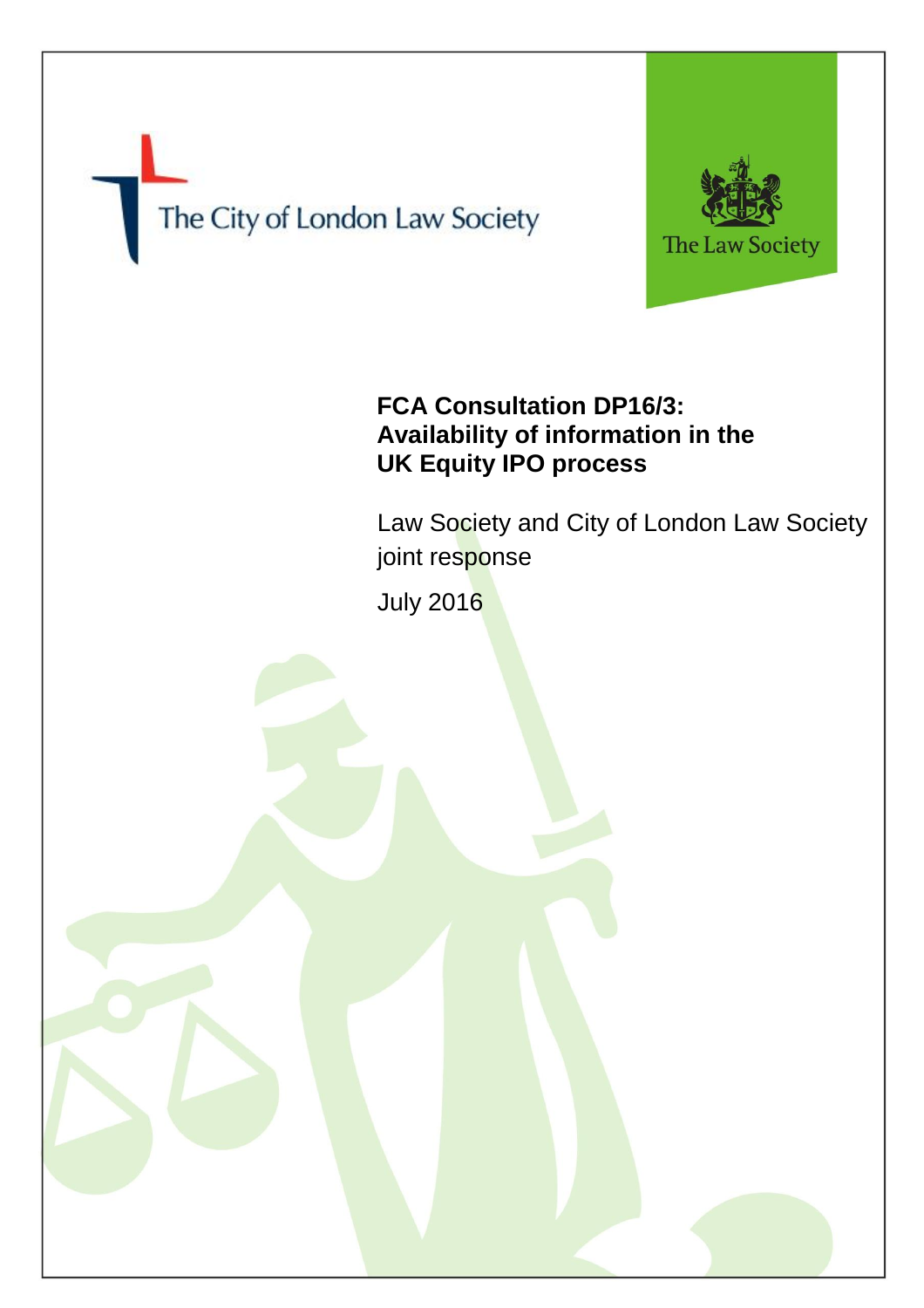The City of London Law Society

The Law Society

# FCA Consultation DP16/3: Availability of information in the UK Equity IPO process

Law Society and City of London Law Society joint response

July 2016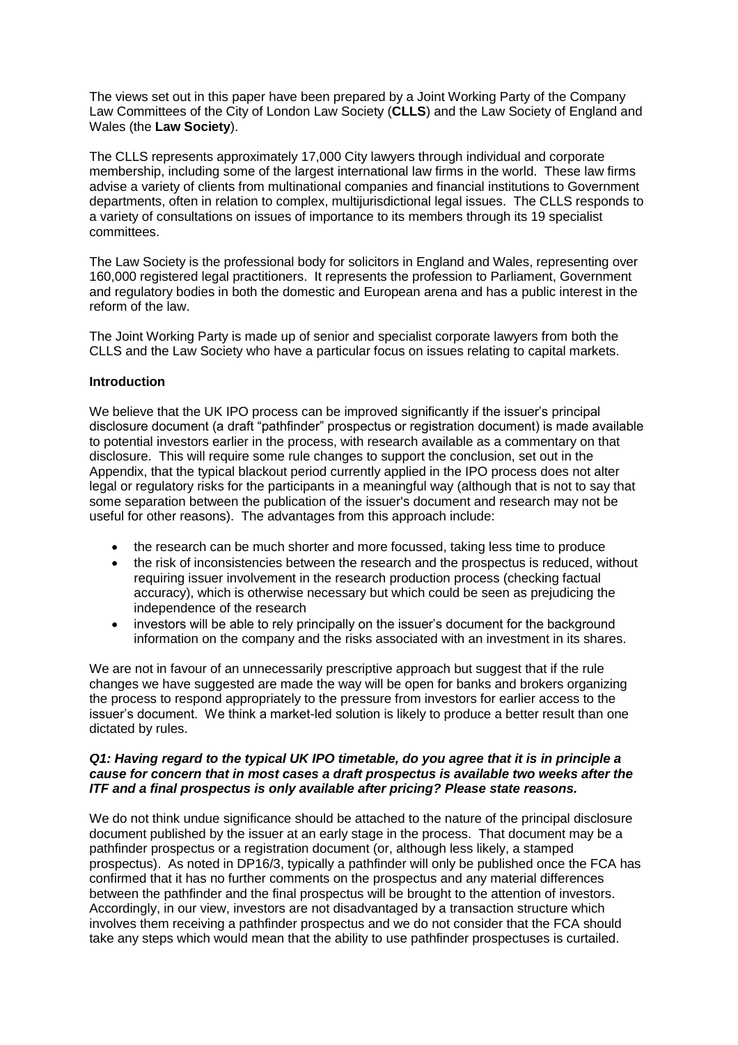The views set out in this paper have been prepared by a Joint Working Party of the Company Law Committees of the City of London Law Society (**CLLS**) and the Law Society of England and Wales (the **Law Society**).

The CLLS represents approximately 17,000 City lawyers through individual and corporate membership, including some of the largest international law firms in the world. These law firms advise a variety of clients from multinational companies and financial institutions to Government departments, often in relation to complex, multijurisdictional legal issues. The CLLS responds to a variety of consultations on issues of importance to its members through its 19 specialist committees.

The Law Society is the professional body for solicitors in England and Wales, representing over 160,000 registered legal practitioners. It represents the profession to Parliament, Government and regulatory bodies in both the domestic and European arena and has a public interest in the reform of the law.

The Joint Working Party is made up of senior and specialist corporate lawyers from both the CLLS and the Law Society who have a particular focus on issues relating to capital markets.

**Introduction**

We believe that the UK IPO process can be improved significantly if the issuer's principal disclosure document (a draft "pathfinder" prospectus or registration document) is made available to potential investors earlier in the process, with research available as a commentary on that disclosure. This will require some rule changes to support the conclusion, set out in the Appendix, that the typical blackout period currently applied in the IPO process does not alter legal or regulatory risks for the participants in a meaningful way (although that is not to say that some separation between the publication of the issuer's document and research may not be useful for other reasons). The advantages from this approach include:

- the research can be much shorter and more focussed, taking less time to produce
- the risk of inconsistencies between the research and the prospectus is reduced, without requiring issuer involvement in the research production process (checking factual accuracy), which is otherwise necessary but which could be seen as prejudicing the independence of the research
- investors will be able to rely principally on the issuer's document for the background information on the company and the risks associated with an investment in its shares.

We are not in favour of an unnecessarily prescriptive approach but suggest that if the rule changes we have suggested are made the way will be open for banks and brokers organizing the process to respond appropriately to the pressure from investors for earlier access to the issuer's document. We think a market-led solution is likely to produce a better result than one dictated by rules.

***Q1: Having regard to the typical UK IPO timetable, do you agree that it is in principle a cause for concern that in most cases a draft prospectus is available two weeks after the ITF and a final prospectus is only available after pricing? Please state reasons.***

We do not think undue significance should be attached to the nature of the principal disclosure document published by the issuer at an early stage in the process. That document may be a pathfinder prospectus or a registration document (or, although less likely, a stamped prospectus). As noted in DP16/3, typically a pathfinder will only be published once the FCA has confirmed that it has no further comments on the prospectus and any material differences between the pathfinder and the final prospectus will be brought to the attention of investors. Accordingly, in our view, investors are not disadvantaged by a transaction structure which involves them receiving a pathfinder prospectus and we do not consider that the FCA should take any steps which would mean that the ability to use pathfinder prospectuses is curtailed.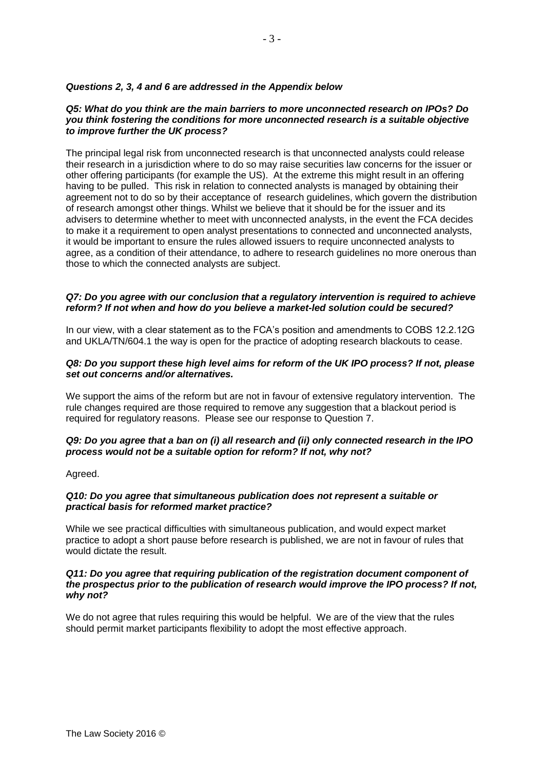***Questions 2, 3, 4 and 6 are addressed in the Appendix below***

***Q5: What do you think are the main barriers to more unconnected research on IPOs? Do you think fostering the conditions for more unconnected research is a suitable objective to improve further the UK process?***

The principal legal risk from unconnected research is that unconnected analysts could release their research in a jurisdiction where to do so may raise securities law concerns for the issuer or other offering participants (for example the US). At the extreme this might result in an offering having to be pulled. This risk in relation to connected analysts is managed by obtaining their agreement not to do so by their acceptance of research guidelines, which govern the distribution of research amongst other things. Whilst we believe that it should be for the issuer and its advisers to determine whether to meet with unconnected analysts, in the event the FCA decides to make it a requirement to open analyst presentations to connected and unconnected analysts, it would be important to ensure the rules allowed issuers to require unconnected analysts to agree, as a condition of their attendance, to adhere to research guidelines no more onerous than those to which the connected analysts are subject.

***Q7: Do you agree with our conclusion that a regulatory intervention is required to achieve reform? If not when and how do you believe a market-led solution could be secured?***

In our view, with a clear statement as to the FCA's position and amendments to COBS 12.2.12G and UKLA/TN/604.1 the way is open for the practice of adopting research blackouts to cease.

***Q8: Do you support these high level aims for reform of the UK IPO process? If not, please set out concerns and/or alternatives.***

We support the aims of the reform but are not in favour of extensive regulatory intervention. The rule changes required are those required to remove any suggestion that a blackout period is required for regulatory reasons. Please see our response to Question 7.

***Q9: Do you agree that a ban on (i) all research and (ii) only connected research in the IPO process would not be a suitable option for reform? If not, why not?***

Agreed.

***Q10: Do you agree that simultaneous publication does not represent a suitable or practical basis for reformed market practice?***

While we see practical difficulties with simultaneous publication, and would expect market practice to adopt a short pause before research is published, we are not in favour of rules that would dictate the result.

***Q11: Do you agree that requiring publication of the registration document component of the prospectus prior to the publication of research would improve the IPO process? If not, why not?***

We do not agree that rules requiring this would be helpful. We are of the view that the rules should permit market participants flexibility to adopt the most effective approach.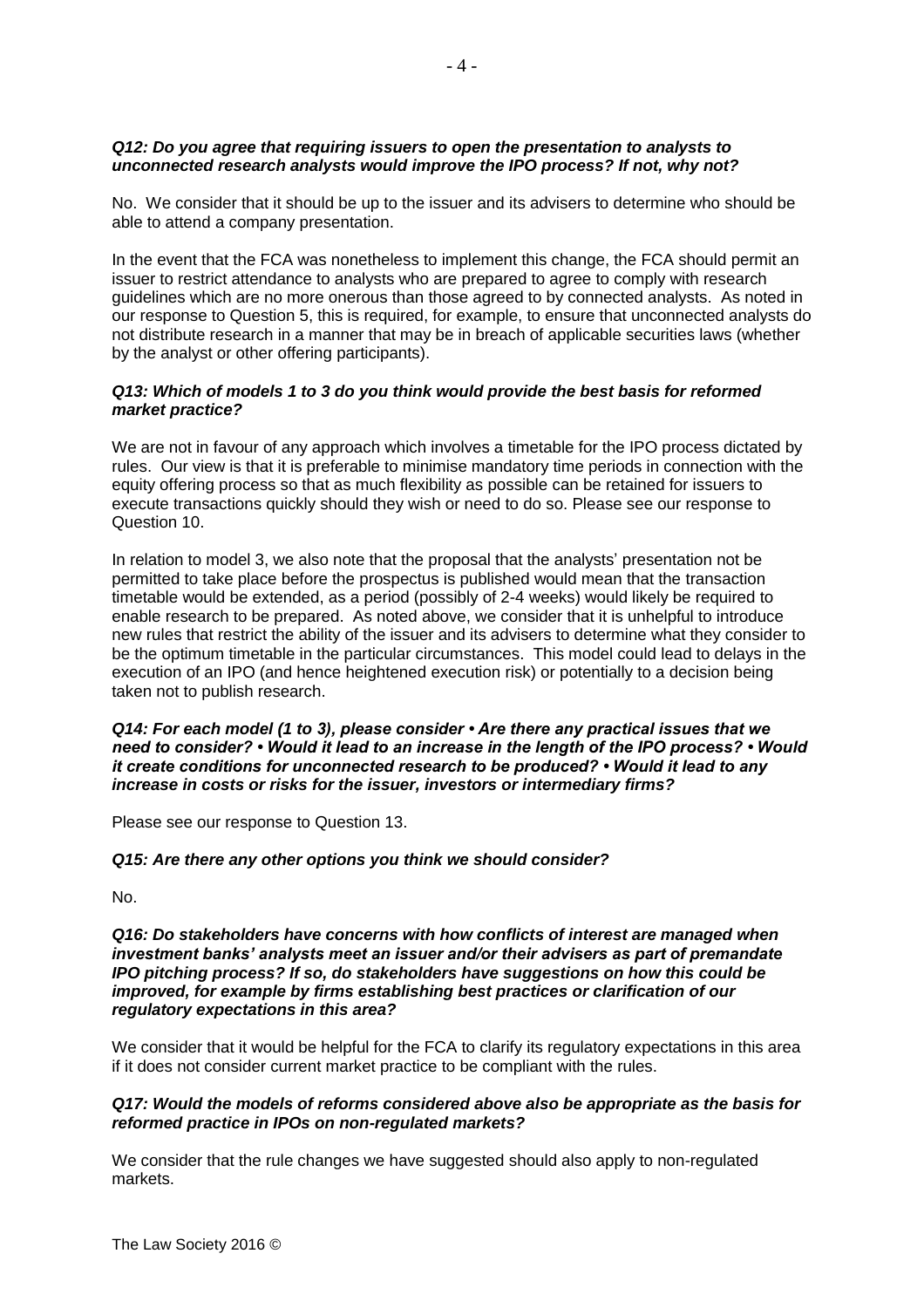***Q12: Do you agree that requiring issuers to open the presentation to analysts to unconnected research analysts would improve the IPO process? If not, why not?***

No. We consider that it should be up to the issuer and its advisers to determine who should be able to attend a company presentation.

In the event that the FCA was nonetheless to implement this change, the FCA should permit an issuer to restrict attendance to analysts who are prepared to agree to comply with research guidelines which are no more onerous than those agreed to by connected analysts. As noted in our response to Question 5, this is required, for example, to ensure that unconnected analysts do not distribute research in a manner that may be in breach of applicable securities laws (whether by the analyst or other offering participants).

***Q13: Which of models 1 to 3 do you think would provide the best basis for reformed market practice?***

We are not in favour of any approach which involves a timetable for the IPO process dictated by rules. Our view is that it is preferable to minimise mandatory time periods in connection with the equity offering process so that as much flexibility as possible can be retained for issuers to execute transactions quickly should they wish or need to do so. Please see our response to Question 10.

In relation to model 3, we also note that the proposal that the analysts' presentation not be permitted to take place before the prospectus is published would mean that the transaction timetable would be extended, as a period (possibly of 2-4 weeks) would likely be required to enable research to be prepared. As noted above, we consider that it is unhelpful to introduce new rules that restrict the ability of the issuer and its advisers to determine what they consider to be the optimum timetable in the particular circumstances. This model could lead to delays in the execution of an IPO (and hence heightened execution risk) or potentially to a decision being taken not to publish research.

***Q14: For each model (1 to 3), please consider • Are there any practical issues that we need to consider? • Would it lead to an increase in the length of the IPO process? • Would it create conditions for unconnected research to be produced? • Would it lead to any increase in costs or risks for the issuer, investors or intermediary firms?***

Please see our response to Question 13.

***Q15: Are there any other options you think we should consider?***

No.

***Q16: Do stakeholders have concerns with how conflicts of interest are managed when investment banks' analysts meet an issuer and/or their advisers as part of premandate IPO pitching process? If so, do stakeholders have suggestions on how this could be improved, for example by firms establishing best practices or clarification of our regulatory expectations in this area?***

We consider that it would be helpful for the FCA to clarify its regulatory expectations in this area if it does not consider current market practice to be compliant with the rules.

***Q17: Would the models of reforms considered above also be appropriate as the basis for reformed practice in IPOs on non-regulated markets?***

We consider that the rule changes we have suggested should also apply to non-regulated markets.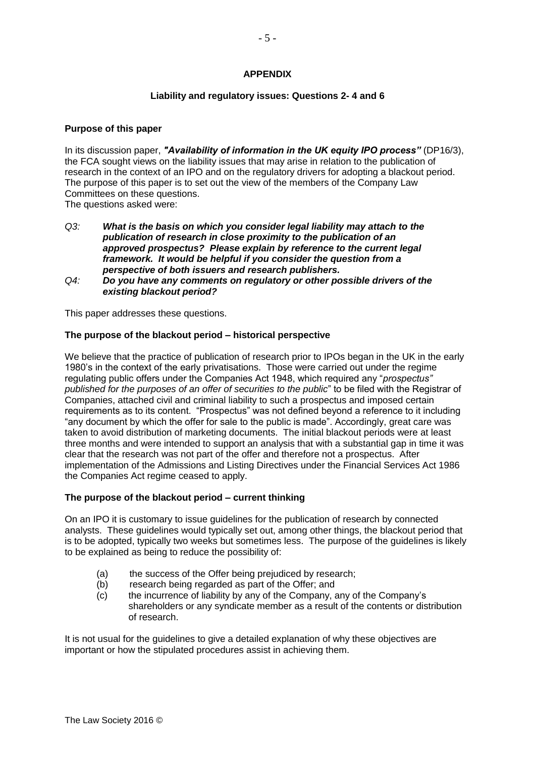**APPENDIX**

**Liability and regulatory issues: Questions 2- 4 and 6**

**Purpose of this paper**

In its discussion paper, ***"Availability of information in the UK equity IPO process"*** (DP16/3), the FCA sought views on the liability issues that may arise in relation to the publication of research in the context of an IPO and on the regulatory drivers for adopting a blackout period. The purpose of this paper is to set out the view of the members of the Company Law Committees on these questions.
The questions asked were:

*Q3:* ***What is the basis on which you consider legal liability may attach to the publication of research in close proximity to the publication of an approved prospectus? Please explain by reference to the current legal framework. It would be helpful if you consider the question from a perspective of both issuers and research publishers.***

*Q4:* ***Do you have any comments on regulatory or other possible drivers of the existing blackout period?***

This paper addresses these questions.

**The purpose of the blackout period – historical perspective**

We believe that the practice of publication of research prior to IPOs began in the UK in the early 1980's in the context of the early privatisations. Those were carried out under the regime regulating public offers under the Companies Act 1948, which required any "*prospectus" published for the purposes of an offer of securities to the public*" to be filed with the Registrar of Companies, attached civil and criminal liability to such a prospectus and imposed certain requirements as to its content. "Prospectus" was not defined beyond a reference to it including "any document by which the offer for sale to the public is made". Accordingly, great care was taken to avoid distribution of marketing documents. The initial blackout periods were at least three months and were intended to support an analysis that with a substantial gap in time it was clear that the research was not part of the offer and therefore not a prospectus. After implementation of the Admissions and Listing Directives under the Financial Services Act 1986 the Companies Act regime ceased to apply.

**The purpose of the blackout period – current thinking**

On an IPO it is customary to issue guidelines for the publication of research by connected analysts. These guidelines would typically set out, among other things, the blackout period that is to be adopted, typically two weeks but sometimes less. The purpose of the guidelines is likely to be explained as being to reduce the possibility of:

(a) the success of the Offer being prejudiced by research;
(b) research being regarded as part of the Offer; and
(c) the incurrence of liability by any of the Company, any of the Company's shareholders or any syndicate member as a result of the contents or distribution of research.

It is not usual for the guidelines to give a detailed explanation of why these objectives are important or how the stipulated procedures assist in achieving them.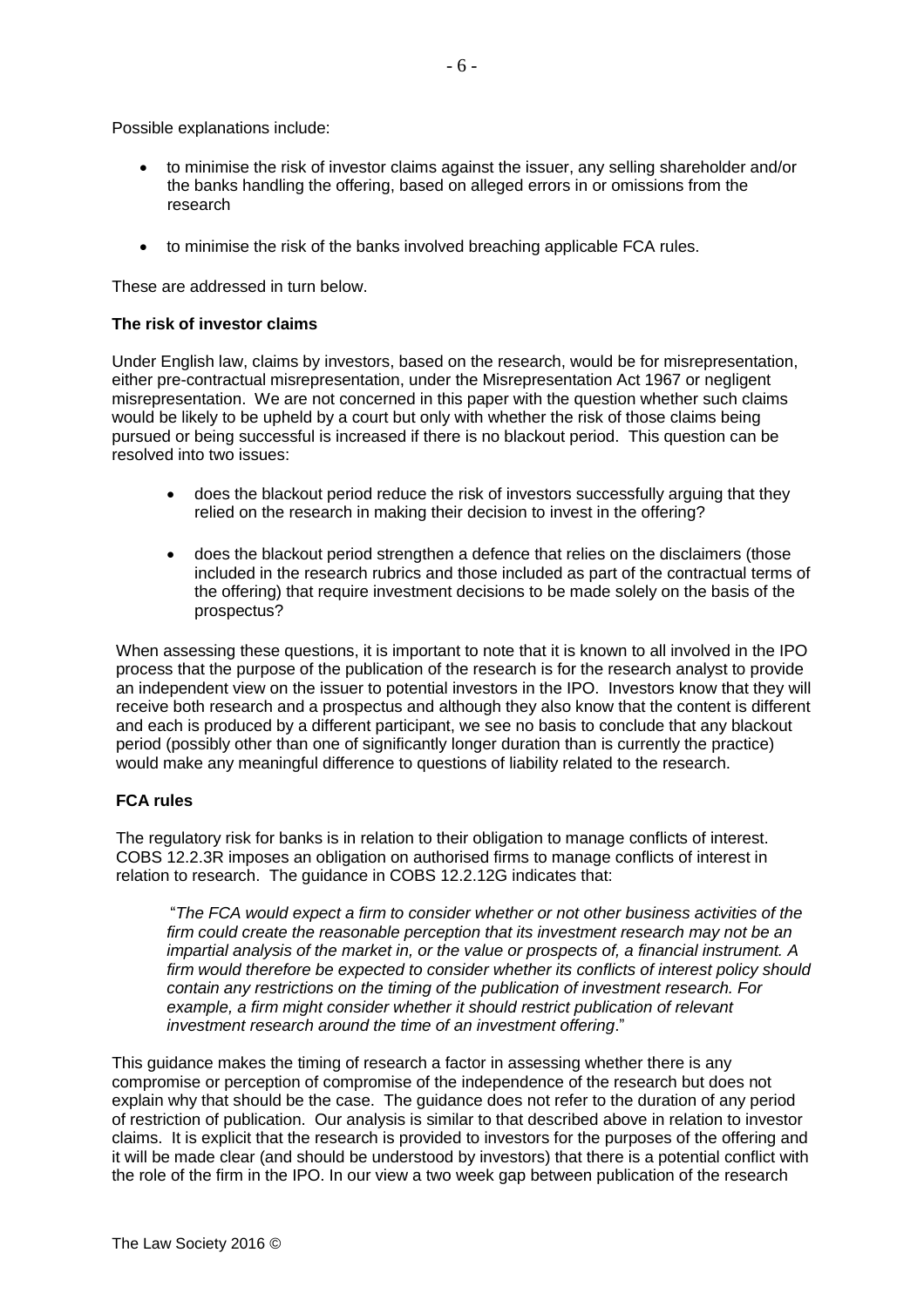Possible explanations include:

- to minimise the risk of investor claims against the issuer, any selling shareholder and/or the banks handling the offering, based on alleged errors in or omissions from the research
- to minimise the risk of the banks involved breaching applicable FCA rules.

These are addressed in turn below.

**The risk of investor claims**

Under English law, claims by investors, based on the research, would be for misrepresentation, either pre-contractual misrepresentation, under the Misrepresentation Act 1967 or negligent misrepresentation. We are not concerned in this paper with the question whether such claims would be likely to be upheld by a court but only with whether the risk of those claims being pursued or being successful is increased if there is no blackout period. This question can be resolved into two issues:

- does the blackout period reduce the risk of investors successfully arguing that they relied on the research in making their decision to invest in the offering?
- does the blackout period strengthen a defence that relies on the disclaimers (those included in the research rubrics and those included as part of the contractual terms of the offering) that require investment decisions to be made solely on the basis of the prospectus?

When assessing these questions, it is important to note that it is known to all involved in the IPO process that the purpose of the publication of the research is for the research analyst to provide an independent view on the issuer to potential investors in the IPO. Investors know that they will receive both research and a prospectus and although they also know that the content is different and each is produced by a different participant, we see no basis to conclude that any blackout period (possibly other than one of significantly longer duration than is currently the practice) would make any meaningful difference to questions of liability related to the research.

**FCA rules**

The regulatory risk for banks is in relation to their obligation to manage conflicts of interest. COBS 12.2.3R imposes an obligation on authorised firms to manage conflicts of interest in relation to research. The guidance in COBS 12.2.12G indicates that:

> "*The FCA would expect a firm to consider whether or not other business activities of the firm could create the reasonable perception that its investment research may not be an impartial analysis of the market in, or the value or prospects of, a financial instrument. A firm would therefore be expected to consider whether its conflicts of interest policy should contain any restrictions on the timing of the publication of investment research. For example, a firm might consider whether it should restrict publication of relevant investment research around the time of an investment offering*."

This guidance makes the timing of research a factor in assessing whether there is any compromise or perception of compromise of the independence of the research but does not explain why that should be the case. The guidance does not refer to the duration of any period of restriction of publication. Our analysis is similar to that described above in relation to investor claims. It is explicit that the research is provided to investors for the purposes of the offering and it will be made clear (and should be understood by investors) that there is a potential conflict with the role of the firm in the IPO. In our view a two week gap between publication of the research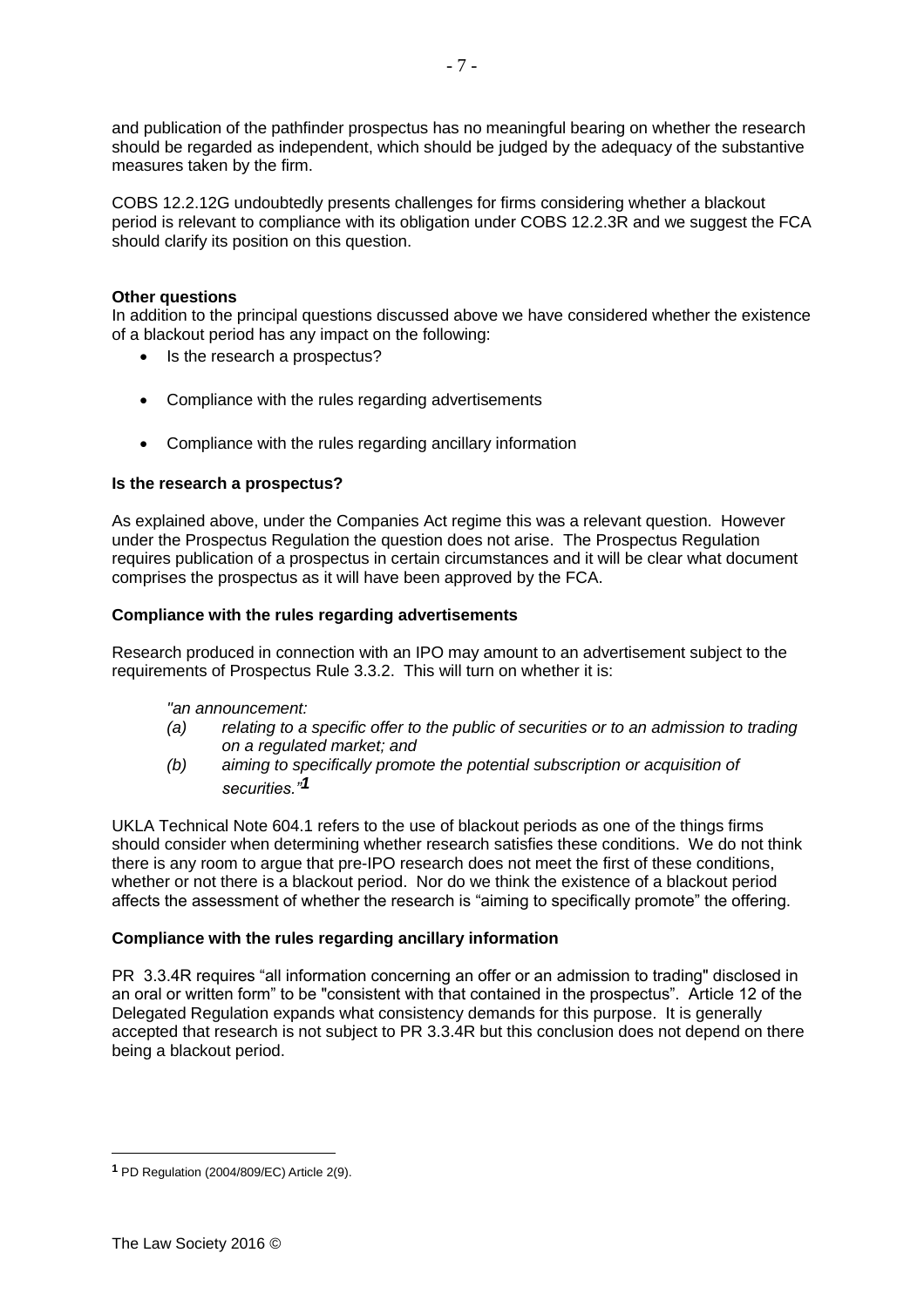and publication of the pathfinder prospectus has no meaningful bearing on whether the research should be regarded as independent, which should be judged by the adequacy of the substantive measures taken by the firm.

COBS 12.2.12G undoubtedly presents challenges for firms considering whether a blackout period is relevant to compliance with its obligation under COBS 12.2.3R and we suggest the FCA should clarify its position on this question.

**Other questions**

In addition to the principal questions discussed above we have considered whether the existence of a blackout period has any impact on the following:

- Is the research a prospectus?
- Compliance with the rules regarding advertisements
- Compliance with the rules regarding ancillary information

**Is the research a prospectus?**

As explained above, under the Companies Act regime this was a relevant question. However under the Prospectus Regulation the question does not arise. The Prospectus Regulation requires publication of a prospectus in certain circumstances and it will be clear what document comprises the prospectus as it will have been approved by the FCA.

**Compliance with the rules regarding advertisements**

Research produced in connection with an IPO may amount to an advertisement subject to the requirements of Prospectus Rule 3.3.2. This will turn on whether it is:

*"an announcement:*

*(a) relating to a specific offer to the public of securities or to an admission to trading on a regulated market; and*

*(b) aiming to specifically promote the potential subscription or acquisition of securities."*[1]

UKLA Technical Note 604.1 refers to the use of blackout periods as one of the things firms should consider when determining whether research satisfies these conditions. We do not think there is any room to argue that pre-IPO research does not meet the first of these conditions, whether or not there is a blackout period. Nor do we think the existence of a blackout period affects the assessment of whether the research is "aiming to specifically promote" the offering.

**Compliance with the rules regarding ancillary information**

PR 3.3.4R requires "all information concerning an offer or an admission to trading" disclosed in an oral or written form" to be "consistent with that contained in the prospectus". Article 12 of the Delegated Regulation expands what consistency demands for this purpose. It is generally accepted that research is not subject to PR 3.3.4R but this conclusion does not depend on there being a blackout period.

[1] PD Regulation (2004/809/EC) Article 2(9).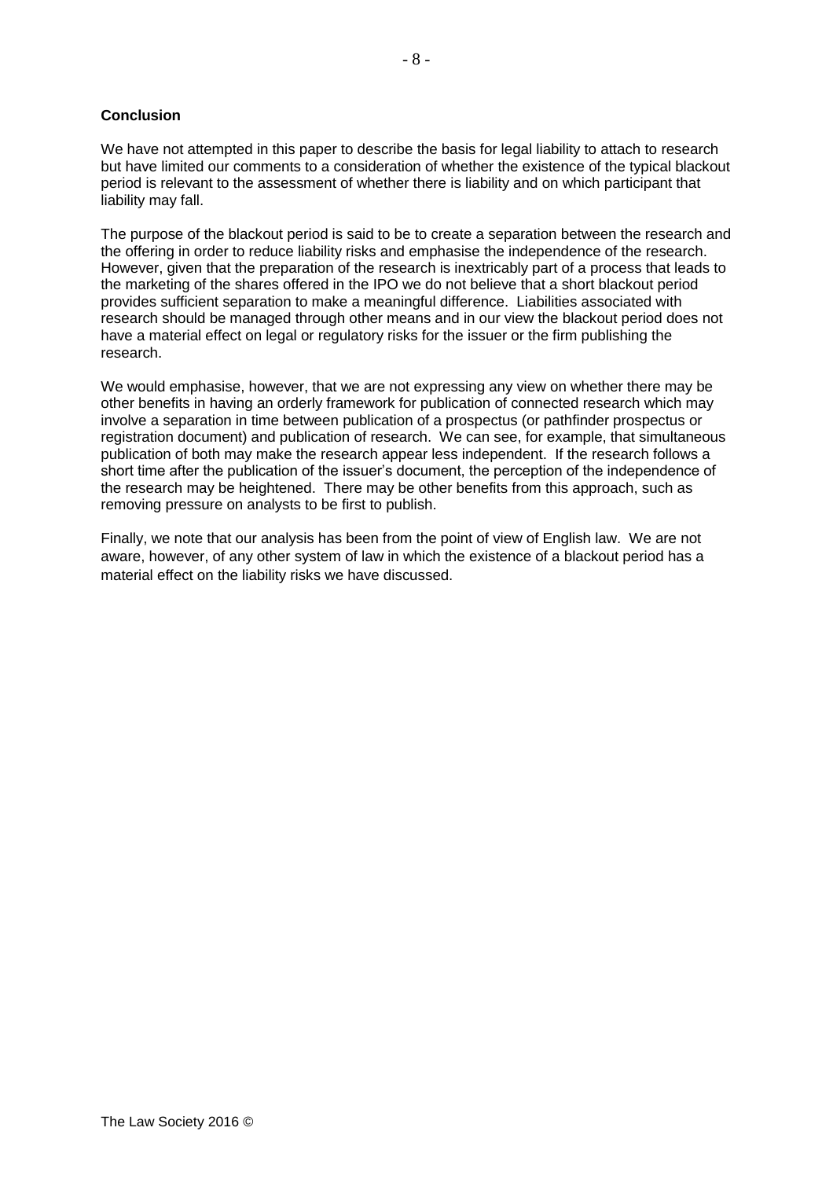**Conclusion**

We have not attempted in this paper to describe the basis for legal liability to attach to research but have limited our comments to a consideration of whether the existence of the typical blackout period is relevant to the assessment of whether there is liability and on which participant that liability may fall.

The purpose of the blackout period is said to be to create a separation between the research and the offering in order to reduce liability risks and emphasise the independence of the research. However, given that the preparation of the research is inextricably part of a process that leads to the marketing of the shares offered in the IPO we do not believe that a short blackout period provides sufficient separation to make a meaningful difference. Liabilities associated with research should be managed through other means and in our view the blackout period does not have a material effect on legal or regulatory risks for the issuer or the firm publishing the research.

We would emphasise, however, that we are not expressing any view on whether there may be other benefits in having an orderly framework for publication of connected research which may involve a separation in time between publication of a prospectus (or pathfinder prospectus or registration document) and publication of research. We can see, for example, that simultaneous publication of both may make the research appear less independent. If the research follows a short time after the publication of the issuer's document, the perception of the independence of the research may be heightened. There may be other benefits from this approach, such as removing pressure on analysts to be first to publish.

Finally, we note that our analysis has been from the point of view of English law. We are not aware, however, of any other system of law in which the existence of a blackout period has a material effect on the liability risks we have discussed.

The Law Society 2016 ©